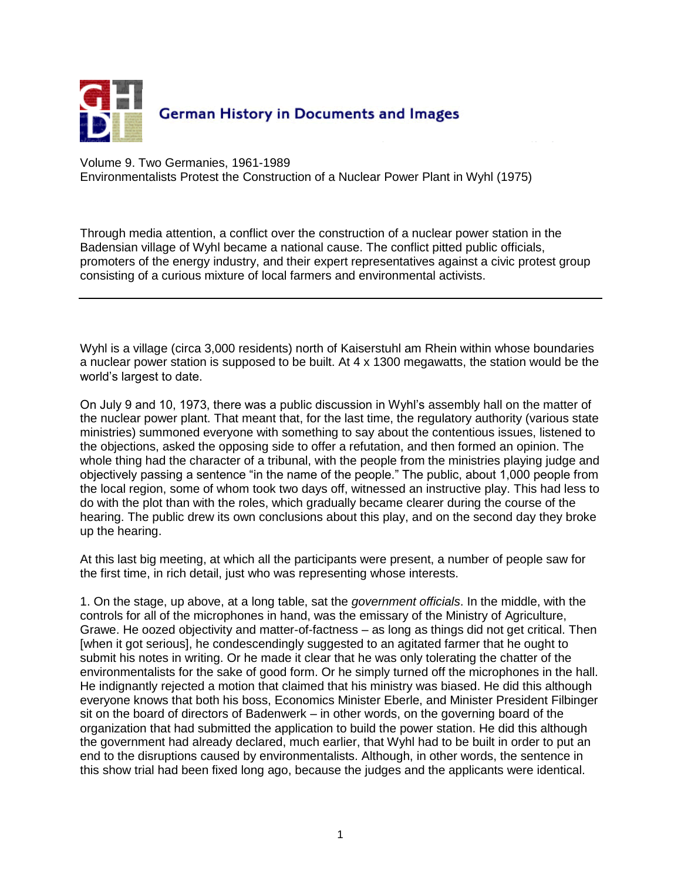German History in Documents and Images

Volume 9. Two Germanies, 1961-1989
Environmentalists Protest the Construction of a Nuclear Power Plant in Wyhl (1975)

Through media attention, a conflict over the construction of a nuclear power station in the Badensian village of Wyhl became a national cause. The conflict pitted public officials, promoters of the energy industry, and their expert representatives against a civic protest group consisting of a curious mixture of local farmers and environmental activists.

---

Wyhl is a village (circa 3,000 residents) north of Kaiserstuhl am Rhein within whose boundaries a nuclear power station is supposed to be built. At 4 x 1300 megawatts, the station would be the world's largest to date.

On July 9 and 10, 1973, there was a public discussion in Wyhl's assembly hall on the matter of the nuclear power plant. That meant that, for the last time, the regulatory authority (various state ministries) summoned everyone with something to say about the contentious issues, listened to the objections, asked the opposing side to offer a refutation, and then formed an opinion. The whole thing had the character of a tribunal, with the people from the ministries playing judge and objectively passing a sentence "in the name of the people." The public, about 1,000 people from the local region, some of whom took two days off, witnessed an instructive play. This had less to do with the plot than with the roles, which gradually became clearer during the course of the hearing. The public drew its own conclusions about this play, and on the second day they broke up the hearing.

At this last big meeting, at which all the participants were present, a number of people saw for the first time, in rich detail, just who was representing whose interests.

1. On the stage, up above, at a long table, sat the *government officials*. In the middle, with the controls for all of the microphones in hand, was the emissary of the Ministry of Agriculture, Grawe. He oozed objectivity and matter-of-factness – as long as things did not get critical. Then [when it got serious], he condescendingly suggested to an agitated farmer that he ought to submit his notes in writing. Or he made it clear that he was only tolerating the chatter of the environmentalists for the sake of good form. Or he simply turned off the microphones in the hall. He indignantly rejected a motion that claimed that his ministry was biased. He did this although everyone knows that both his boss, Economics Minister Eberle, and Minister President Filbinger sit on the board of directors of Badenwerk – in other words, on the governing board of the organization that had submitted the application to build the power station. He did this although the government had already declared, much earlier, that Wyhl had to be built in order to put an end to the disruptions caused by environmentalists. Although, in other words, the sentence in this show trial had been fixed long ago, because the judges and the applicants were identical.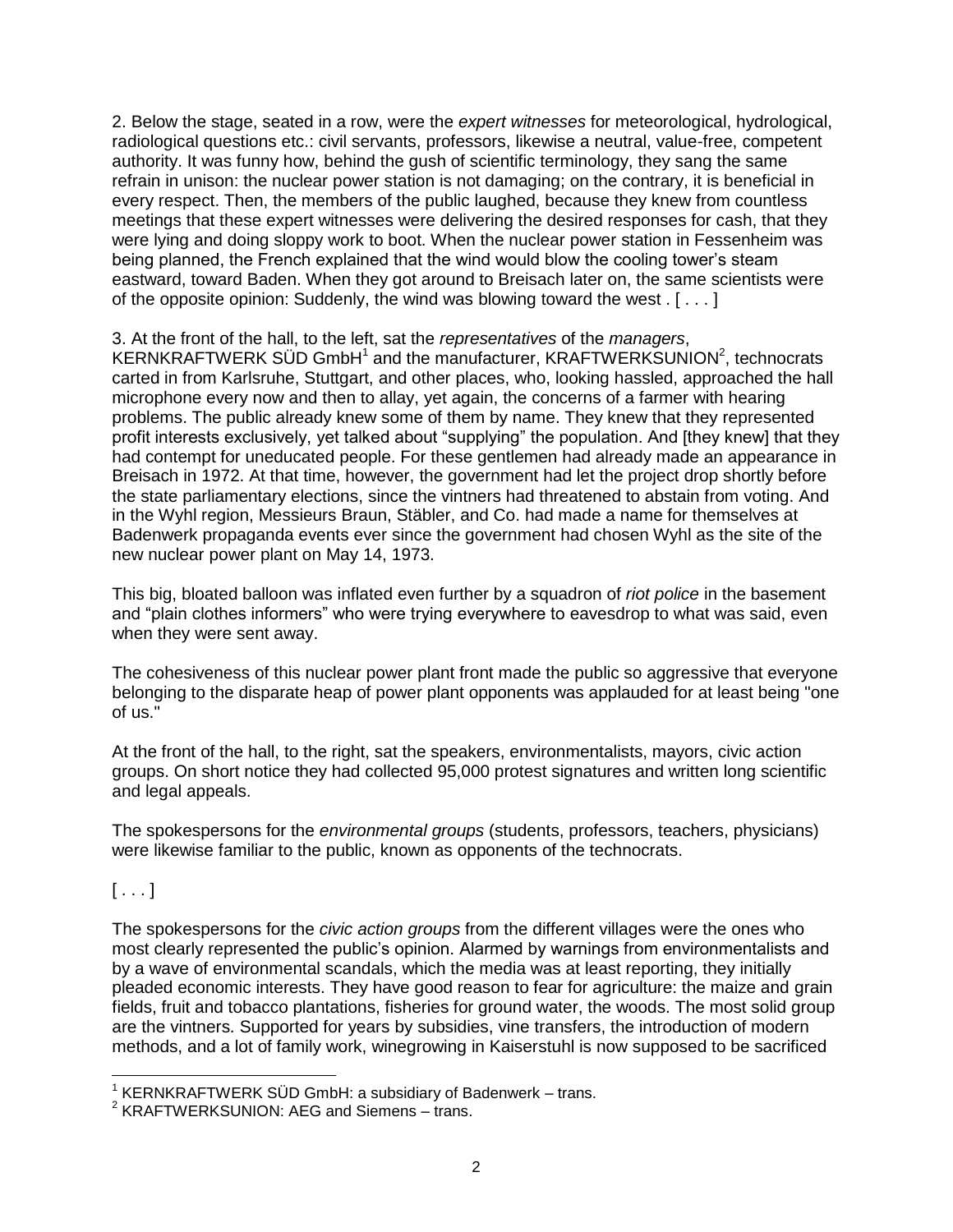2. Below the stage, seated in a row, were the *expert witnesses* for meteorological, hydrological, radiological questions etc.: civil servants, professors, likewise a neutral, value-free, competent authority. It was funny how, behind the gush of scientific terminology, they sang the same refrain in unison: the nuclear power station is not damaging; on the contrary, it is beneficial in every respect. Then, the members of the public laughed, because they knew from countless meetings that these expert witnesses were delivering the desired responses for cash, that they were lying and doing sloppy work to boot. When the nuclear power station in Fessenheim was being planned, the French explained that the wind would blow the cooling tower's steam eastward, toward Baden. When they got around to Breisach later on, the same scientists were of the opposite opinion: Suddenly, the wind was blowing toward the west . [ . . . ]

3. At the front of the hall, to the left, sat the *representatives* of the *managers*, KERNKRAFTWERK SÜD GmbH[1] and the manufacturer, KRAFTWERKSUNION[2], technocrats carted in from Karlsruhe, Stuttgart, and other places, who, looking hassled, approached the hall microphone every now and then to allay, yet again, the concerns of a farmer with hearing problems. The public already knew some of them by name. They knew that they represented profit interests exclusively, yet talked about "supplying" the population. And [they knew] that they had contempt for uneducated people. For these gentlemen had already made an appearance in Breisach in 1972. At that time, however, the government had let the project drop shortly before the state parliamentary elections, since the vintners had threatened to abstain from voting. And in the Wyhl region, Messieurs Braun, Stäbler, and Co. had made a name for themselves at Badenwerk propaganda events ever since the government had chosen Wyhl as the site of the new nuclear power plant on May 14, 1973.

This big, bloated balloon was inflated even further by a squadron of *riot police* in the basement and "plain clothes informers" who were trying everywhere to eavesdrop to what was said, even when they were sent away.

The cohesiveness of this nuclear power plant front made the public so aggressive that everyone belonging to the disparate heap of power plant opponents was applauded for at least being "one of us."

At the front of the hall, to the right, sat the speakers, environmentalists, mayors, civic action groups. On short notice they had collected 95,000 protest signatures and written long scientific and legal appeals.

The spokespersons for the *environmental groups* (students, professors, teachers, physicians) were likewise familiar to the public, known as opponents of the technocrats.

[ . . . ]

The spokespersons for the *civic action groups* from the different villages were the ones who most clearly represented the public's opinion. Alarmed by warnings from environmentalists and by a wave of environmental scandals, which the media was at least reporting, they initially pleaded economic interests. They have good reason to fear for agriculture: the maize and grain fields, fruit and tobacco plantations, fisheries for ground water, the woods. The most solid group are the vintners. Supported for years by subsidies, vine transfers, the introduction of modern methods, and a lot of family work, winegrowing in Kaiserstuhl is now supposed to be sacrificed

---

[1] KERNKRAFTWERK SÜD GmbH: a subsidiary of Badenwerk – trans.

[2] KRAFTWERKSUNION: AEG and Siemens – trans.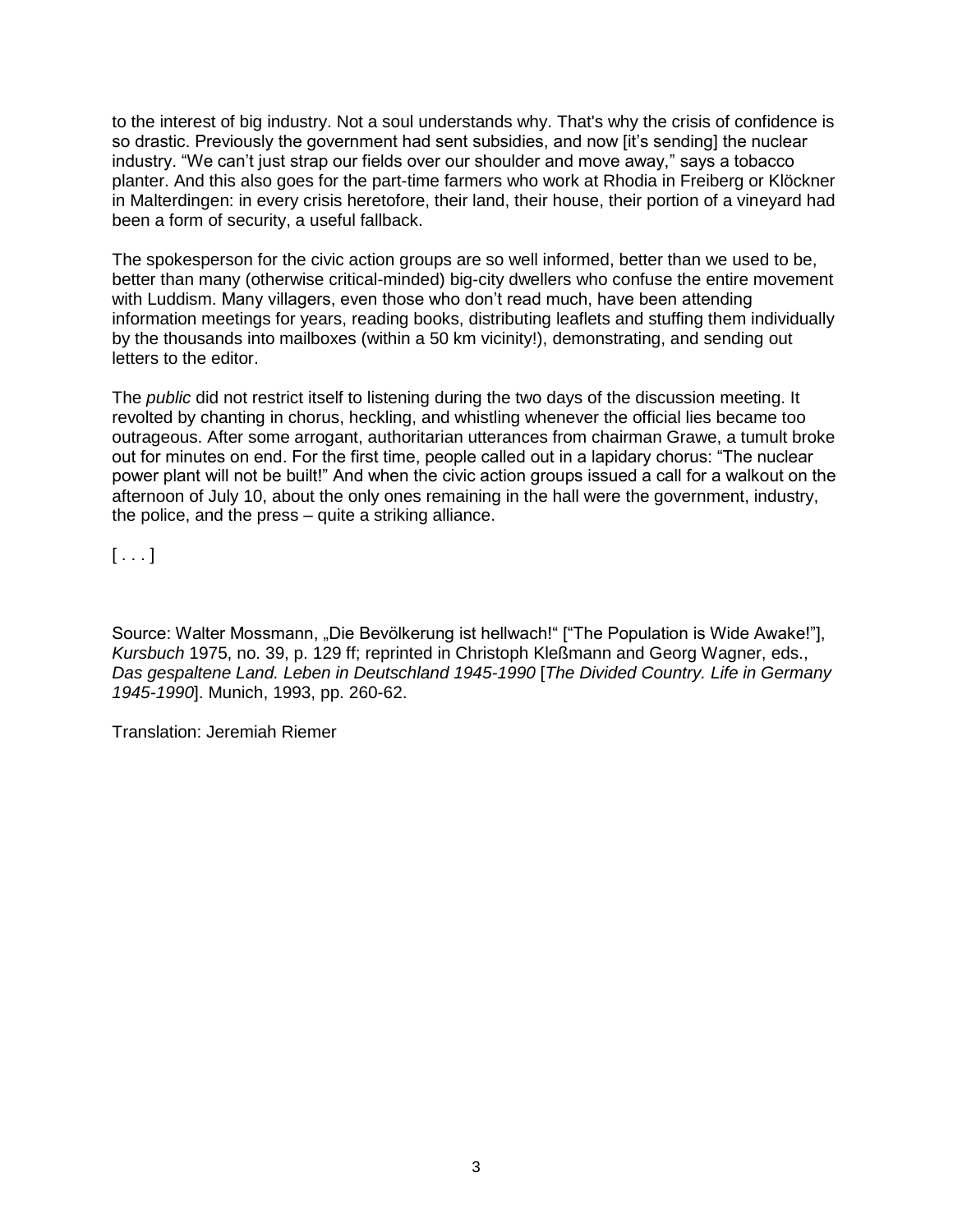to the interest of big industry. Not a soul understands why. That's why the crisis of confidence is so drastic. Previously the government had sent subsidies, and now [it's sending] the nuclear industry. "We can't just strap our fields over our shoulder and move away," says a tobacco planter. And this also goes for the part-time farmers who work at Rhodia in Freiberg or Klöckner in Malterdingen: in every crisis heretofore, their land, their house, their portion of a vineyard had been a form of security, a useful fallback.

The spokesperson for the civic action groups are so well informed, better than we used to be, better than many (otherwise critical-minded) big-city dwellers who confuse the entire movement with Luddism. Many villagers, even those who don't read much, have been attending information meetings for years, reading books, distributing leaflets and stuffing them individually by the thousands into mailboxes (within a 50 km vicinity!), demonstrating, and sending out letters to the editor.

The *public* did not restrict itself to listening during the two days of the discussion meeting. It revolted by chanting in chorus, heckling, and whistling whenever the official lies became too outrageous. After some arrogant, authoritarian utterances from chairman Grawe, a tumult broke out for minutes on end. For the first time, people called out in a lapidary chorus: "The nuclear power plant will not be built!" And when the civic action groups issued a call for a walkout on the afternoon of July 10, about the only ones remaining in the hall were the government, industry, the police, and the press – quite a striking alliance.

[ . . . ]

Source: Walter Mossmann, „Die Bevölkerung ist hellwach!" ["The Population is Wide Awake!"], *Kursbuch* 1975, no. 39, p. 129 ff; reprinted in Christoph Kleßmann and Georg Wagner, eds., *Das gespaltene Land. Leben in Deutschland 1945-1990* [*The Divided Country. Life in Germany 1945-1990*]. Munich, 1993, pp. 260-62.

Translation: Jeremiah Riemer